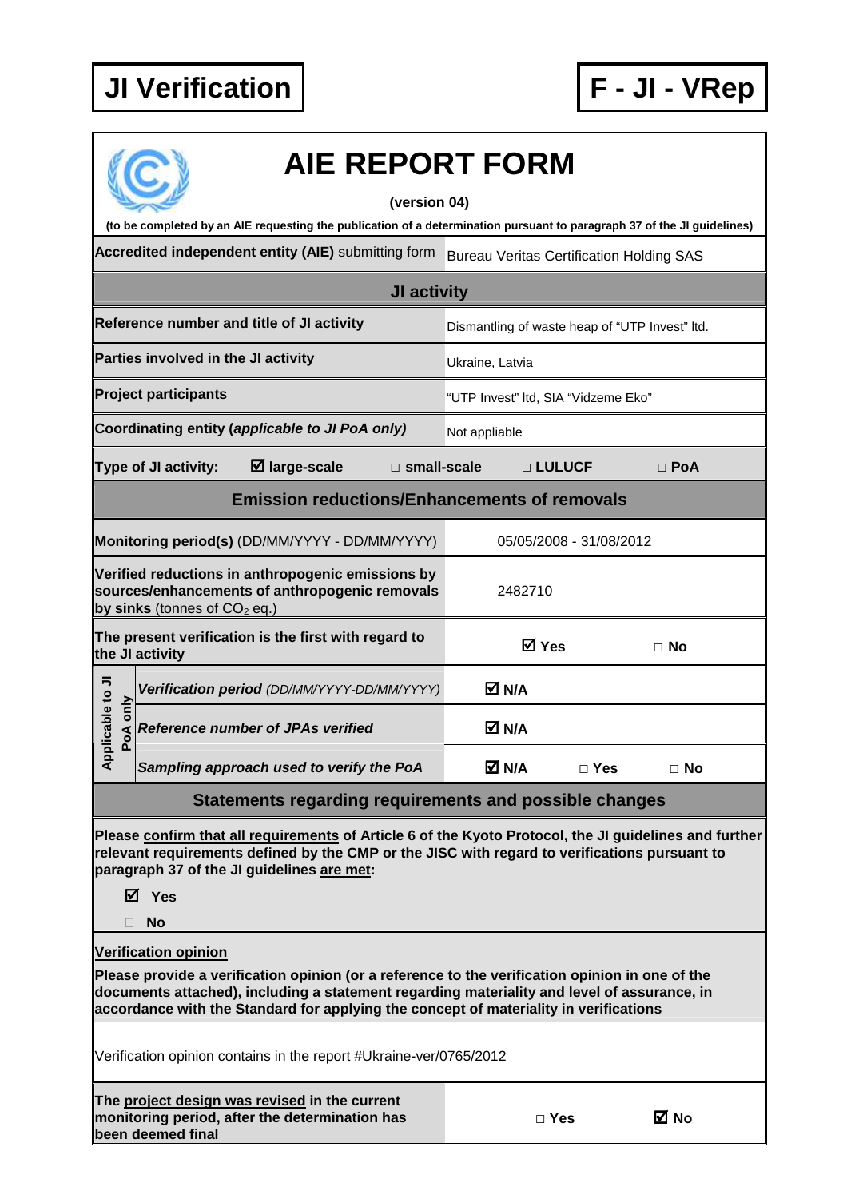**JI Verification** | **F - JI - VRep**

# AIE REPORT FORM

**(version 04)**

**(to be completed by an AIE requesting the publication of a determination pursuant to paragraph 37 of the JI guidelines)**

| | |
|---|---|
| **Accredited independent entity (AIE)** submitting form | Bureau Veritas Certification Holding SAS |

## JI activity

| | |
|---|---|
| **Reference number and title of JI activity** | Dismantling of waste heap of "UTP Invest" ltd. |
| **Parties involved in the JI activity** | Ukraine, Latvia |
| **Project participants** | "UTP Invest" ltd, SIA "Vidzeme Eko" |
| **Coordinating entity (*applicable to JI PoA only*)** | Not appliable |

**Type of JI activity:** ☑ **large-scale** □ **small-scale** □ **LULUCF** □ **PoA**

## Emission reductions/Enhancements of removals

| | | | |
|---|---|---|---|
| **Monitoring period(s)** (DD/MM/YYYY - DD/MM/YYYY) | 05/05/2008 - 31/08/2012 | | |
| **Verified reductions in anthropogenic emissions by sources/enhancements of anthropogenic removals by sinks** (tonnes of $CO_2$ eq.) | 2482710 | | |
| **The present verification is the first with regard to the JI activity** | ☑ **Yes** | | □ **No** |
| Applicable to JI PoA only: ***Verification period** (DD/MM/YYYY-DD/MM/YYYY)* | ☑ **N/A** | | |
| Applicable to JI PoA only: ***Reference number of JPAs verified*** | ☑ **N/A** | | |
| Applicable to JI PoA only: ***Sampling approach used to verify the PoA*** | ☑ **N/A** | □ **Yes** | □ **No** |

## Statements regarding requirements and possible changes

**Please confirm that all requirements of Article 6 of the Kyoto Protocol, the JI guidelines and further relevant requirements defined by the CMP or the JISC with regard to verifications pursuant to paragraph 37 of the JI guidelines are met:**

☑ **Yes**

□ **No**

**Verification opinion**

**Please provide a verification opinion (or a reference to the verification opinion in one of the documents attached), including a statement regarding materiality and level of assurance, in accordance with the Standard for applying the concept of materiality in verifications**

Verification opinion contains in the report #Ukraine-ver/0765/2012

| | | |
|---|---|---|
| **The project design was revised in the current monitoring period, after the determination has been deemed final** | □ **Yes** | ☑ **No** |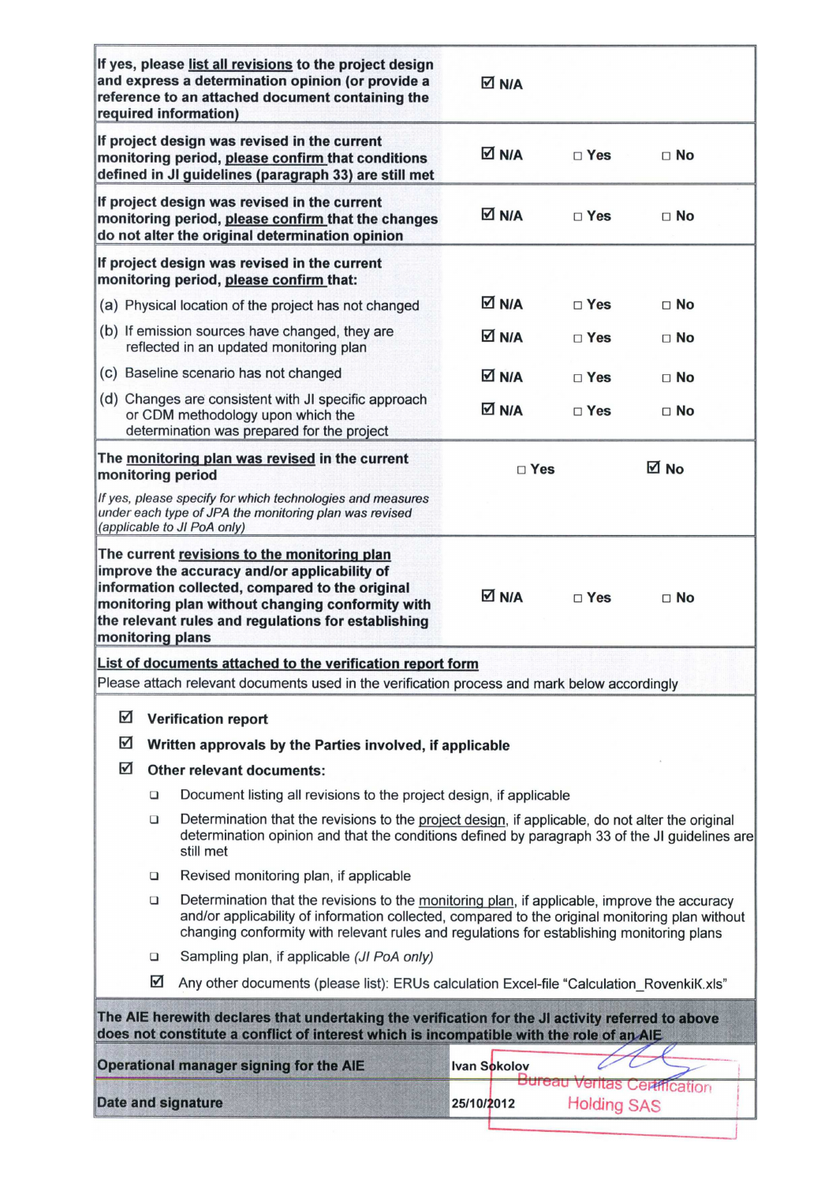| | | | |
|---|---|---|---|
| **If yes, please list all revisions to the project design and express a determination opinion (or provide a reference to an attached document containing the required information)** | ☑ **N/A** | | |
| **If project design was revised in the current monitoring period, please confirm that conditions defined in JI guidelines (paragraph 33) are still met** | ☑ **N/A** | ☐ **Yes** | ☐ **No** |
| **If project design was revised in the current monitoring period, please confirm that the changes do not alter the original determination opinion** | ☑ **N/A** | ☐ **Yes** | ☐ **No** |
| **If project design was revised in the current monitoring period, please confirm that:** | | | |
| (a) Physical location of the project has not changed | ☑ **N/A** | ☐ **Yes** | ☐ **No** |
| (b) If emission sources have changed, they are reflected in an updated monitoring plan | ☑ **N/A** | ☐ **Yes** | ☐ **No** |
| (c) Baseline scenario has not changed | ☑ **N/A** | ☐ **Yes** | ☐ **No** |
| (d) Changes are consistent with JI specific approach or CDM methodology upon which the determination was prepared for the project | ☑ **N/A** | ☐ **Yes** | ☐ **No** |
| **The monitoring plan was revised in the current monitoring period**<br>*If yes, please specify for which technologies and measures under each type of JPA the monitoring plan was revised (applicable to JI PoA only)* | | ☐ **Yes** | ☑ **No** |
| **The current revisions to the monitoring plan improve the accuracy and/or applicability of information collected, compared to the original monitoring plan without changing conformity with the relevant rules and regulations for establishing monitoring plans** | ☑ **N/A** | ☐ **Yes** | ☐ **No** |

**List of documents attached to the verification report form**

Please attach relevant documents used in the verification process and mark below accordingly

- ☑ **Verification report**
- ☑ **Written approvals by the Parties involved, if applicable**
- ☑ **Other relevant documents:**
  - ☐ Document listing all revisions to the project design, if applicable
  - ☐ Determination that the revisions to the project design, if applicable, do not alter the original determination opinion and that the conditions defined by paragraph 33 of the JI guidelines are still met
  - ☐ Revised monitoring plan, if applicable
  - ☐ Determination that the revisions to the monitoring plan, if applicable, improve the accuracy and/or applicability of information collected, compared to the original monitoring plan without changing conformity with relevant rules and regulations for establishing monitoring plans
  - ☐ Sampling plan, if applicable *(JI PoA only)*
  - ☑ Any other documents (please list): ERUs calculation Excel-file "Calculation_RovenkiK.xls"

**The AIE herewith declares that undertaking the verification for the JI activity referred to above does not constitute a conflict of interest which is incompatible with the role of an AIE**

| | |
|---|---|
| **Operational manager signing for the AIE** | Ivan Sokolov |
| **Date and signature** | 25/10/2012 |

Bureau Veritas Certification Holding SAS